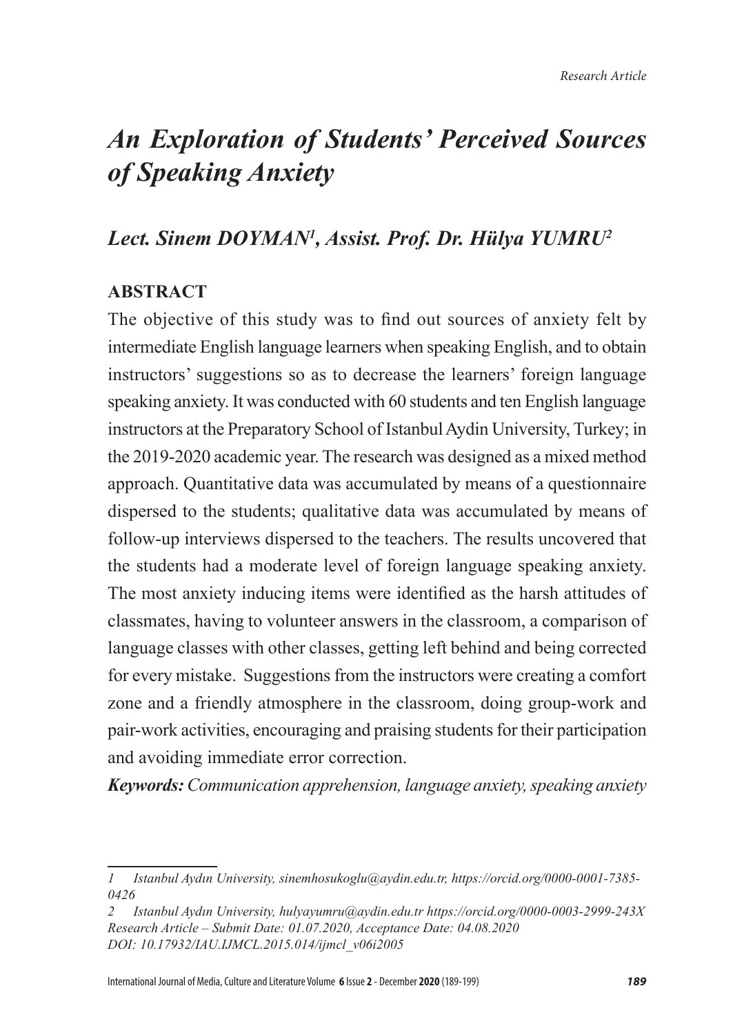*Research Article*

# *An Exploration of Students' Perceived Sources of Speaking Anxiety*

## *Lect. Sinem DOYMAN[1], Assist. Prof. Dr. Hülya YUMRU[2]*

**ABSTRACT**

The objective of this study was to find out sources of anxiety felt by intermediate English language learners when speaking English, and to obtain instructors' suggestions so as to decrease the learners' foreign language speaking anxiety. It was conducted with 60 students and ten English language instructors at the Preparatory School of Istanbul Aydin University, Turkey; in the 2019-2020 academic year. The research was designed as a mixed method approach. Quantitative data was accumulated by means of a questionnaire dispersed to the students; qualitative data was accumulated by means of follow-up interviews dispersed to the teachers. The results uncovered that the students had a moderate level of foreign language speaking anxiety. The most anxiety inducing items were identified as the harsh attitudes of classmates, having to volunteer answers in the classroom, a comparison of language classes with other classes, getting left behind and being corrected for every mistake. Suggestions from the instructors were creating a comfort zone and a friendly atmosphere in the classroom, doing group-work and pair-work activities, encouraging and praising students for their participation and avoiding immediate error correction.

***Keywords:*** *Communication apprehension, language anxiety, speaking anxiety*

---

*1 Istanbul Aydın University, sinemhosukoglu@aydin.edu.tr, https://orcid.org/0000-0001-7385-0426*

*2 Istanbul Aydın University, hulyayumru@aydin.edu.tr https://orcid.org/0000-0003-2999-243X*
*Research Article – Submit Date: 01.07.2020, Acceptance Date: 04.08.2020*
*DOI: 10.17932/IAU.IJMCL.2015.014/ijmcl_v06i2005*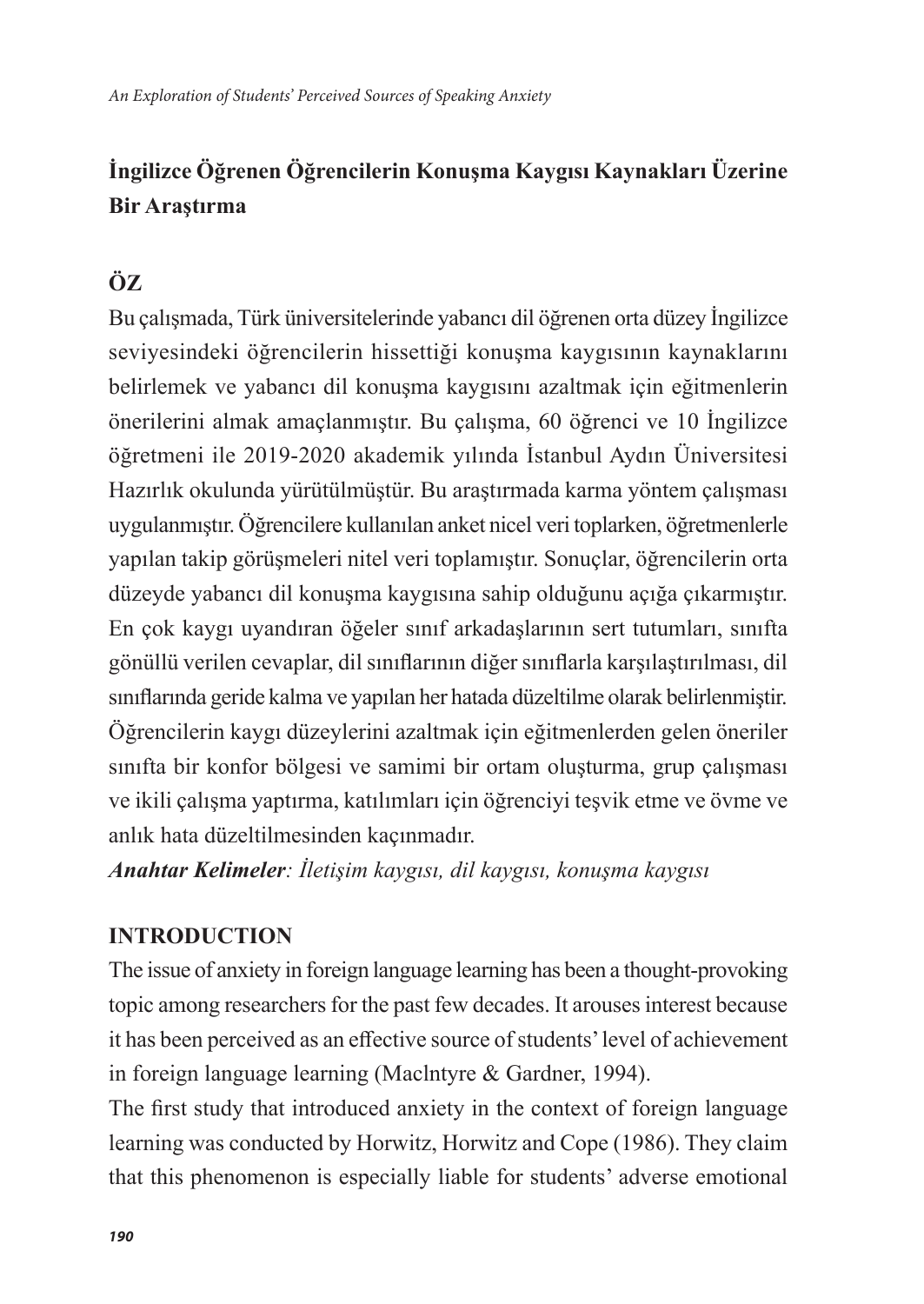## İngilizce Öğrenen Öğrencilerin Konuşma Kaygısı Kaynakları Üzerine Bir Araştırma

### ÖZ

Bu çalışmada, Türk üniversitelerinde yabancı dil öğrenen orta düzey İngilizce seviyesindeki öğrencilerin hissettiği konuşma kaygısının kaynaklarını belirlemek ve yabancı dil konuşma kaygısını azaltmak için eğitmenlerin önerilerini almak amaçlanmıştır. Bu çalışma, 60 öğrenci ve 10 İngilizce öğretmeni ile 2019-2020 akademik yılında İstanbul Aydın Üniversitesi Hazırlık okulunda yürütülmüştür. Bu araştırmada karma yöntem çalışması uygulanmıştır. Öğrencilere kullanılan anket nicel veri toplarken, öğretmenlerle yapılan takip görüşmeleri nitel veri toplamıştır. Sonuçlar, öğrencilerin orta düzeyde yabancı dil konuşma kaygısına sahip olduğunu açığa çıkarmıştır. En çok kaygı uyandıran öğeler sınıf arkadaşlarının sert tutumları, sınıfta gönüllü verilen cevaplar, dil sınıflarının diğer sınıflarla karşılaştırılması, dil sınıflarında geride kalma ve yapılan her hatada düzeltilme olarak belirlenmiştir. Öğrencilerin kaygı düzeylerini azaltmak için eğitmenlerden gelen öneriler sınıfta bir konfor bölgesi ve samimi bir ortam oluşturma, grup çalışması ve ikili çalışma yaptırma, katılımları için öğrenciyi teşvik etme ve övme ve anlık hata düzeltilmesinden kaçınmadır.

***Anahtar Kelimeler**: İletişim kaygısı, dil kaygısı, konuşma kaygısı*

### INTRODUCTION

The issue of anxiety in foreign language learning has been a thought-provoking topic among researchers for the past few decades. It arouses interest because it has been perceived as an effective source of students' level of achievement in foreign language learning (Maclntyre & Gardner, 1994).

The first study that introduced anxiety in the context of foreign language learning was conducted by Horwitz, Horwitz and Cope (1986). They claim that this phenomenon is especially liable for students' adverse emotional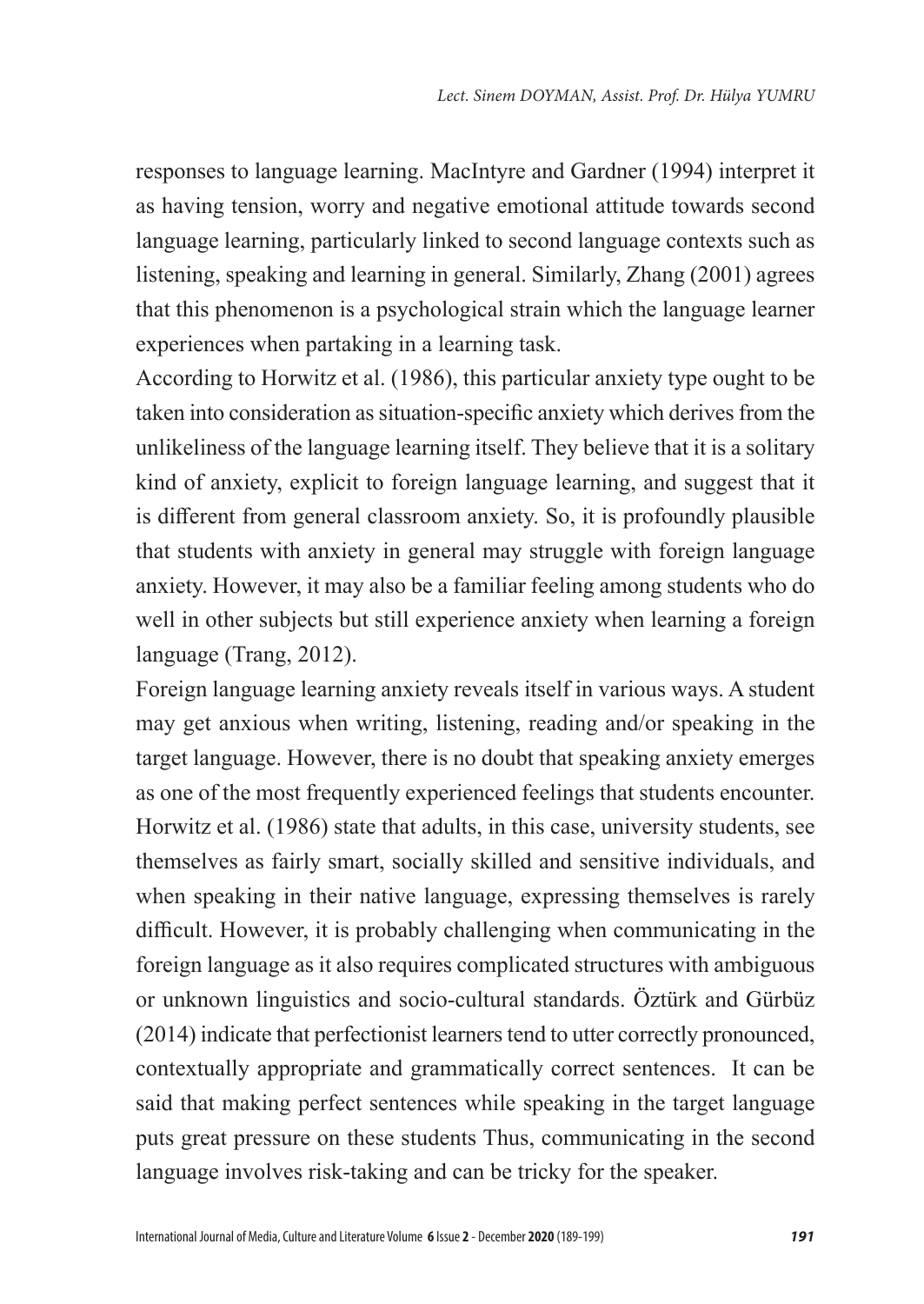responses to language learning. MacIntyre and Gardner (1994) interpret it as having tension, worry and negative emotional attitude towards second language learning, particularly linked to second language contexts such as listening, speaking and learning in general. Similarly, Zhang (2001) agrees that this phenomenon is a psychological strain which the language learner experiences when partaking in a learning task.

According to Horwitz et al. (1986), this particular anxiety type ought to be taken into consideration as situation-specific anxiety which derives from the unlikeliness of the language learning itself. They believe that it is a solitary kind of anxiety, explicit to foreign language learning, and suggest that it is different from general classroom anxiety. So, it is profoundly plausible that students with anxiety in general may struggle with foreign language anxiety. However, it may also be a familiar feeling among students who do well in other subjects but still experience anxiety when learning a foreign language (Trang, 2012).

Foreign language learning anxiety reveals itself in various ways. A student may get anxious when writing, listening, reading and/or speaking in the target language. However, there is no doubt that speaking anxiety emerges as one of the most frequently experienced feelings that students encounter. Horwitz et al. (1986) state that adults, in this case, university students, see themselves as fairly smart, socially skilled and sensitive individuals, and when speaking in their native language, expressing themselves is rarely difficult. However, it is probably challenging when communicating in the foreign language as it also requires complicated structures with ambiguous or unknown linguistics and socio-cultural standards. Öztürk and Gürbüz (2014) indicate that perfectionist learners tend to utter correctly pronounced, contextually appropriate and grammatically correct sentences. It can be said that making perfect sentences while speaking in the target language puts great pressure on these students Thus, communicating in the second language involves risk-taking and can be tricky for the speaker.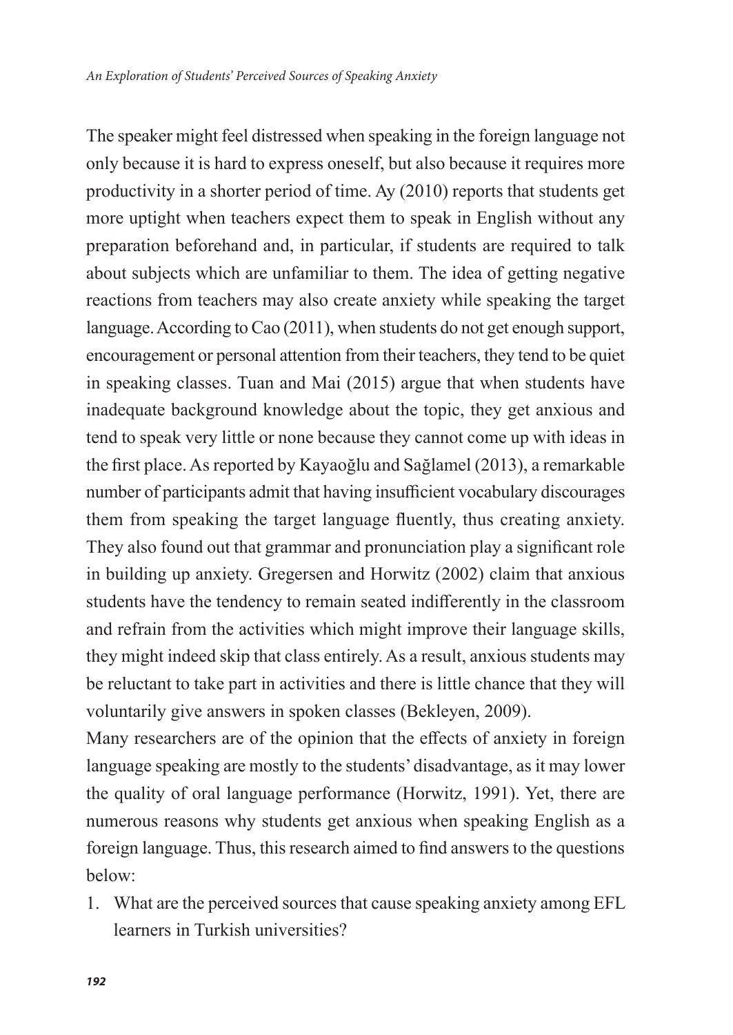The speaker might feel distressed when speaking in the foreign language not only because it is hard to express oneself, but also because it requires more productivity in a shorter period of time. Ay (2010) reports that students get more uptight when teachers expect them to speak in English without any preparation beforehand and, in particular, if students are required to talk about subjects which are unfamiliar to them. The idea of getting negative reactions from teachers may also create anxiety while speaking the target language. According to Cao (2011), when students do not get enough support, encouragement or personal attention from their teachers, they tend to be quiet in speaking classes. Tuan and Mai (2015) argue that when students have inadequate background knowledge about the topic, they get anxious and tend to speak very little or none because they cannot come up with ideas in the first place. As reported by Kayaoğlu and Sağlamel (2013), a remarkable number of participants admit that having insufficient vocabulary discourages them from speaking the target language fluently, thus creating anxiety. They also found out that grammar and pronunciation play a significant role in building up anxiety. Gregersen and Horwitz (2002) claim that anxious students have the tendency to remain seated indifferently in the classroom and refrain from the activities which might improve their language skills, they might indeed skip that class entirely. As a result, anxious students may be reluctant to take part in activities and there is little chance that they will voluntarily give answers in spoken classes (Bekleyen, 2009).

Many researchers are of the opinion that the effects of anxiety in foreign language speaking are mostly to the students' disadvantage, as it may lower the quality of oral language performance (Horwitz, 1991). Yet, there are numerous reasons why students get anxious when speaking English as a foreign language. Thus, this research aimed to find answers to the questions below:

1. What are the perceived sources that cause speaking anxiety among EFL learners in Turkish universities?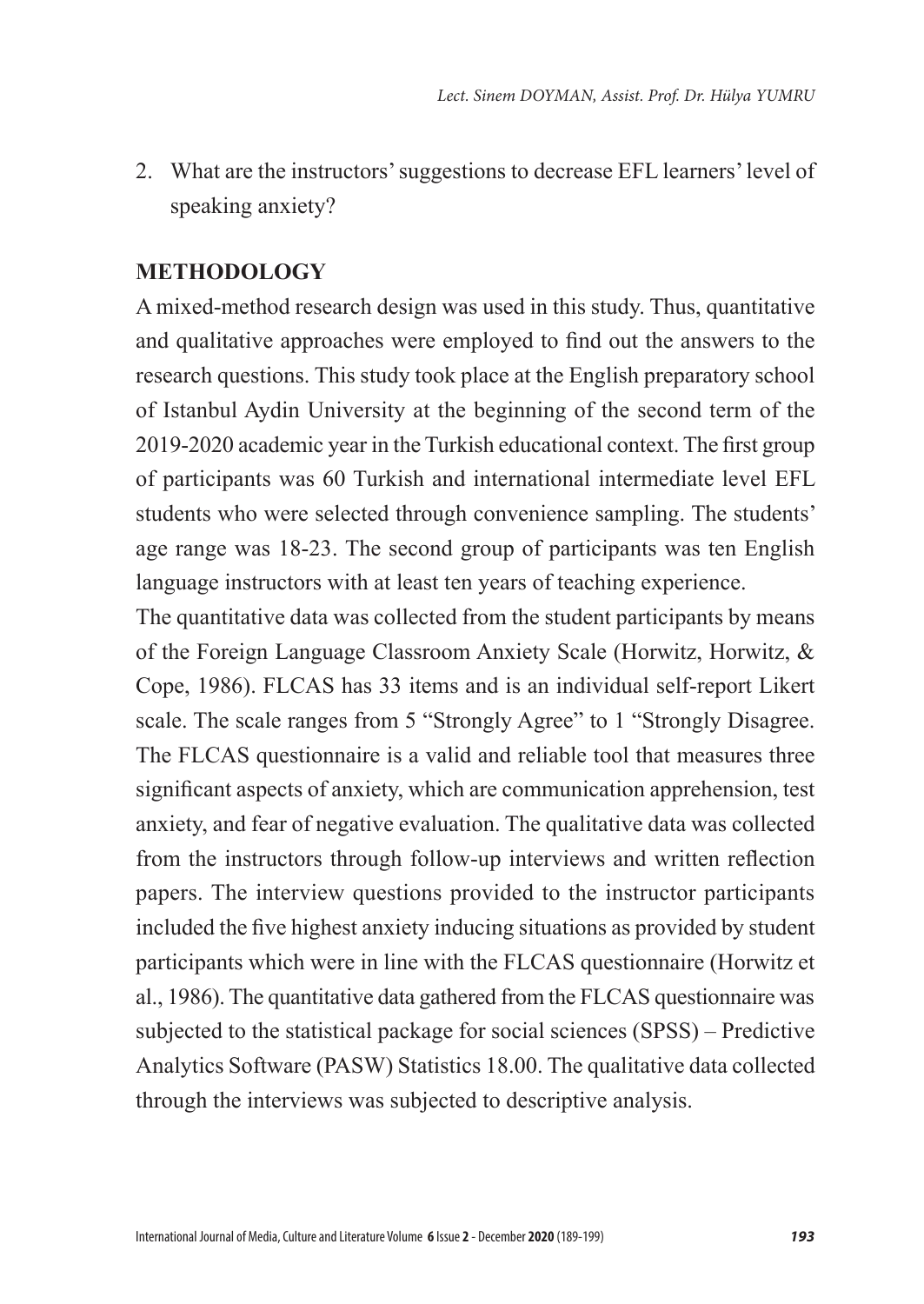2. What are the instructors' suggestions to decrease EFL learners' level of speaking anxiety?

## METHODOLOGY

A mixed-method research design was used in this study. Thus, quantitative and qualitative approaches were employed to find out the answers to the research questions. This study took place at the English preparatory school of Istanbul Aydin University at the beginning of the second term of the 2019-2020 academic year in the Turkish educational context. The first group of participants was 60 Turkish and international intermediate level EFL students who were selected through convenience sampling. The students' age range was 18-23. The second group of participants was ten English language instructors with at least ten years of teaching experience.

The quantitative data was collected from the student participants by means of the Foreign Language Classroom Anxiety Scale (Horwitz, Horwitz, & Cope, 1986). FLCAS has 33 items and is an individual self-report Likert scale. The scale ranges from 5 "Strongly Agree" to 1 "Strongly Disagree. The FLCAS questionnaire is a valid and reliable tool that measures three significant aspects of anxiety, which are communication apprehension, test anxiety, and fear of negative evaluation. The qualitative data was collected from the instructors through follow-up interviews and written reflection papers. The interview questions provided to the instructor participants included the five highest anxiety inducing situations as provided by student participants which were in line with the FLCAS questionnaire (Horwitz et al., 1986). The quantitative data gathered from the FLCAS questionnaire was subjected to the statistical package for social sciences (SPSS) – Predictive Analytics Software (PASW) Statistics 18.00. The qualitative data collected through the interviews was subjected to descriptive analysis.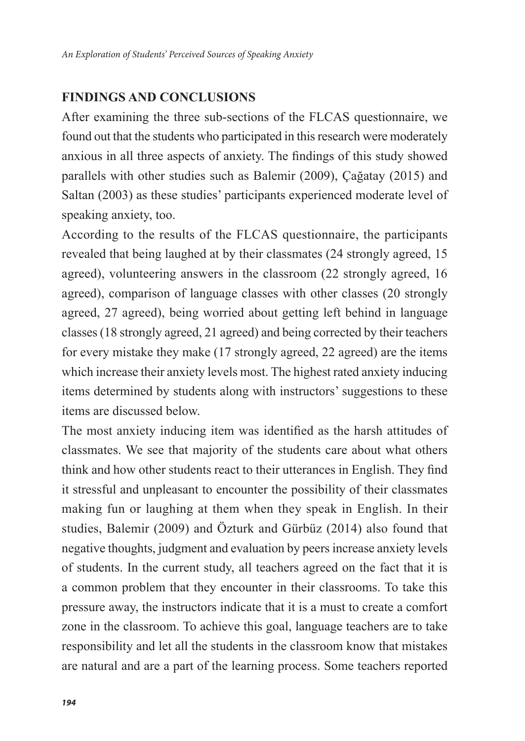## FINDINGS AND CONCLUSIONS

After examining the three sub-sections of the FLCAS questionnaire, we found out that the students who participated in this research were moderately anxious in all three aspects of anxiety. The findings of this study showed parallels with other studies such as Balemir (2009), Çağatay (2015) and Saltan (2003) as these studies' participants experienced moderate level of speaking anxiety, too.

According to the results of the FLCAS questionnaire, the participants revealed that being laughed at by their classmates (24 strongly agreed, 15 agreed), volunteering answers in the classroom (22 strongly agreed, 16 agreed), comparison of language classes with other classes (20 strongly agreed, 27 agreed), being worried about getting left behind in language classes (18 strongly agreed, 21 agreed) and being corrected by their teachers for every mistake they make (17 strongly agreed, 22 agreed) are the items which increase their anxiety levels most. The highest rated anxiety inducing items determined by students along with instructors' suggestions to these items are discussed below.

The most anxiety inducing item was identified as the harsh attitudes of classmates. We see that majority of the students care about what others think and how other students react to their utterances in English. They find it stressful and unpleasant to encounter the possibility of their classmates making fun or laughing at them when they speak in English. In their studies, Balemir (2009) and Özturk and Gürbüz (2014) also found that negative thoughts, judgment and evaluation by peers increase anxiety levels of students. In the current study, all teachers agreed on the fact that it is a common problem that they encounter in their classrooms. To take this pressure away, the instructors indicate that it is a must to create a comfort zone in the classroom. To achieve this goal, language teachers are to take responsibility and let all the students in the classroom know that mistakes are natural and are a part of the learning process. Some teachers reported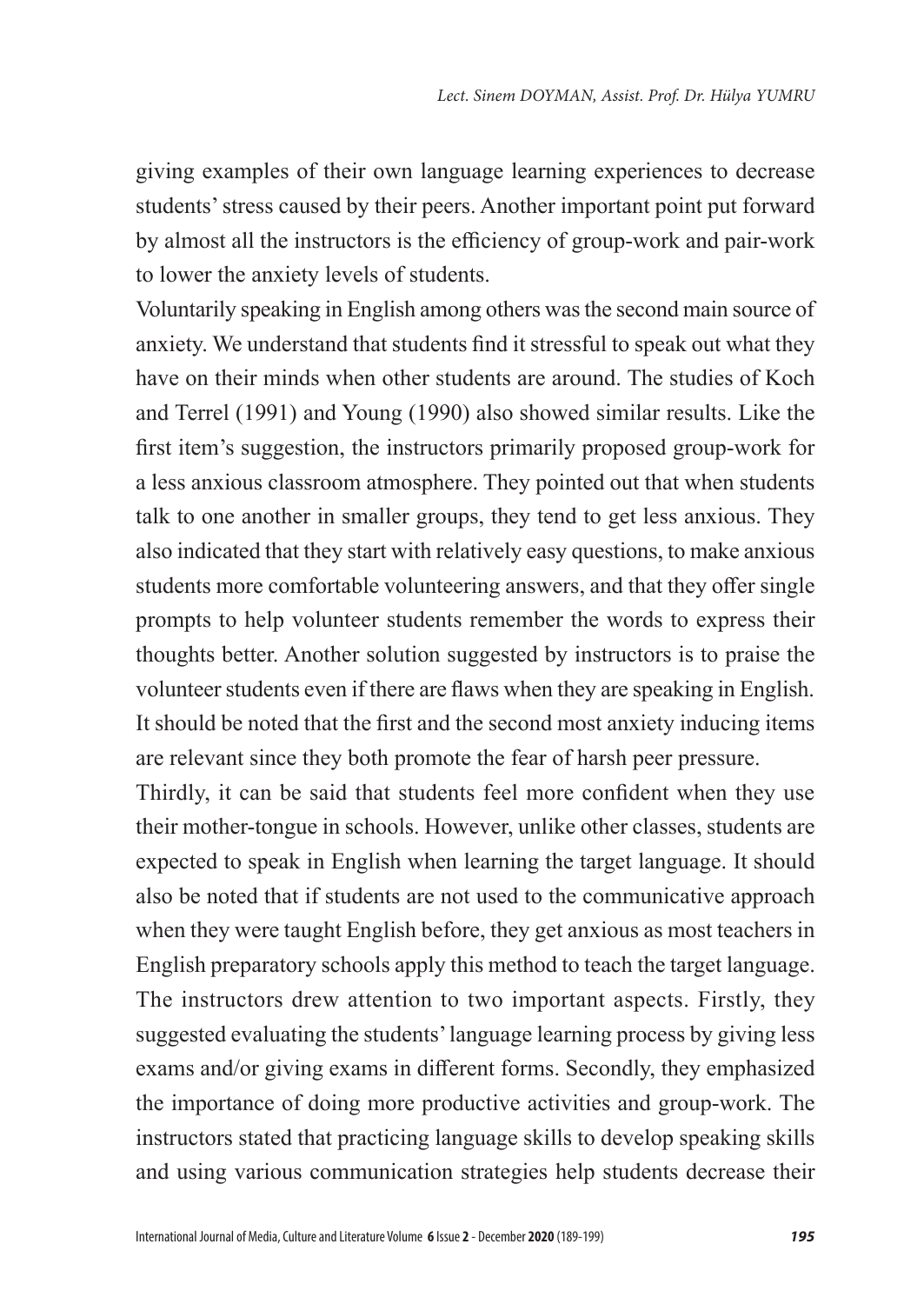giving examples of their own language learning experiences to decrease students' stress caused by their peers. Another important point put forward by almost all the instructors is the efficiency of group-work and pair-work to lower the anxiety levels of students.

Voluntarily speaking in English among others was the second main source of anxiety. We understand that students find it stressful to speak out what they have on their minds when other students are around. The studies of Koch and Terrel (1991) and Young (1990) also showed similar results. Like the first item's suggestion, the instructors primarily proposed group-work for a less anxious classroom atmosphere. They pointed out that when students talk to one another in smaller groups, they tend to get less anxious. They also indicated that they start with relatively easy questions, to make anxious students more comfortable volunteering answers, and that they offer single prompts to help volunteer students remember the words to express their thoughts better. Another solution suggested by instructors is to praise the volunteer students even if there are flaws when they are speaking in English. It should be noted that the first and the second most anxiety inducing items are relevant since they both promote the fear of harsh peer pressure.

Thirdly, it can be said that students feel more confident when they use their mother-tongue in schools. However, unlike other classes, students are expected to speak in English when learning the target language. It should also be noted that if students are not used to the communicative approach when they were taught English before, they get anxious as most teachers in English preparatory schools apply this method to teach the target language. The instructors drew attention to two important aspects. Firstly, they suggested evaluating the students' language learning process by giving less exams and/or giving exams in different forms. Secondly, they emphasized the importance of doing more productive activities and group-work. The instructors stated that practicing language skills to develop speaking skills and using various communication strategies help students decrease their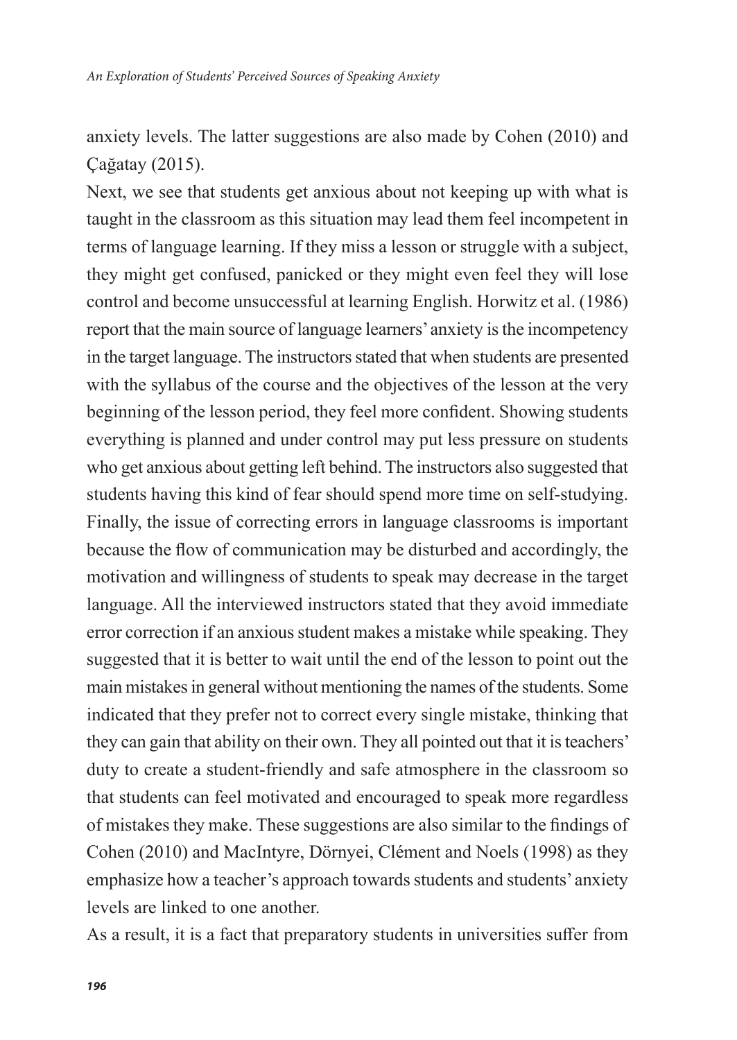anxiety levels. The latter suggestions are also made by Cohen (2010) and Çağatay (2015).

Next, we see that students get anxious about not keeping up with what is taught in the classroom as this situation may lead them feel incompetent in terms of language learning. If they miss a lesson or struggle with a subject, they might get confused, panicked or they might even feel they will lose control and become unsuccessful at learning English. Horwitz et al. (1986) report that the main source of language learners' anxiety is the incompetency in the target language. The instructors stated that when students are presented with the syllabus of the course and the objectives of the lesson at the very beginning of the lesson period, they feel more confident. Showing students everything is planned and under control may put less pressure on students who get anxious about getting left behind. The instructors also suggested that students having this kind of fear should spend more time on self-studying.

Finally, the issue of correcting errors in language classrooms is important because the flow of communication may be disturbed and accordingly, the motivation and willingness of students to speak may decrease in the target language. All the interviewed instructors stated that they avoid immediate error correction if an anxious student makes a mistake while speaking. They suggested that it is better to wait until the end of the lesson to point out the main mistakes in general without mentioning the names of the students. Some indicated that they prefer not to correct every single mistake, thinking that they can gain that ability on their own. They all pointed out that it is teachers' duty to create a student-friendly and safe atmosphere in the classroom so that students can feel motivated and encouraged to speak more regardless of mistakes they make. These suggestions are also similar to the findings of Cohen (2010) and MacIntyre, Dörnyei, Clément and Noels (1998) as they emphasize how a teacher's approach towards students and students' anxiety levels are linked to one another.

As a result, it is a fact that preparatory students in universities suffer from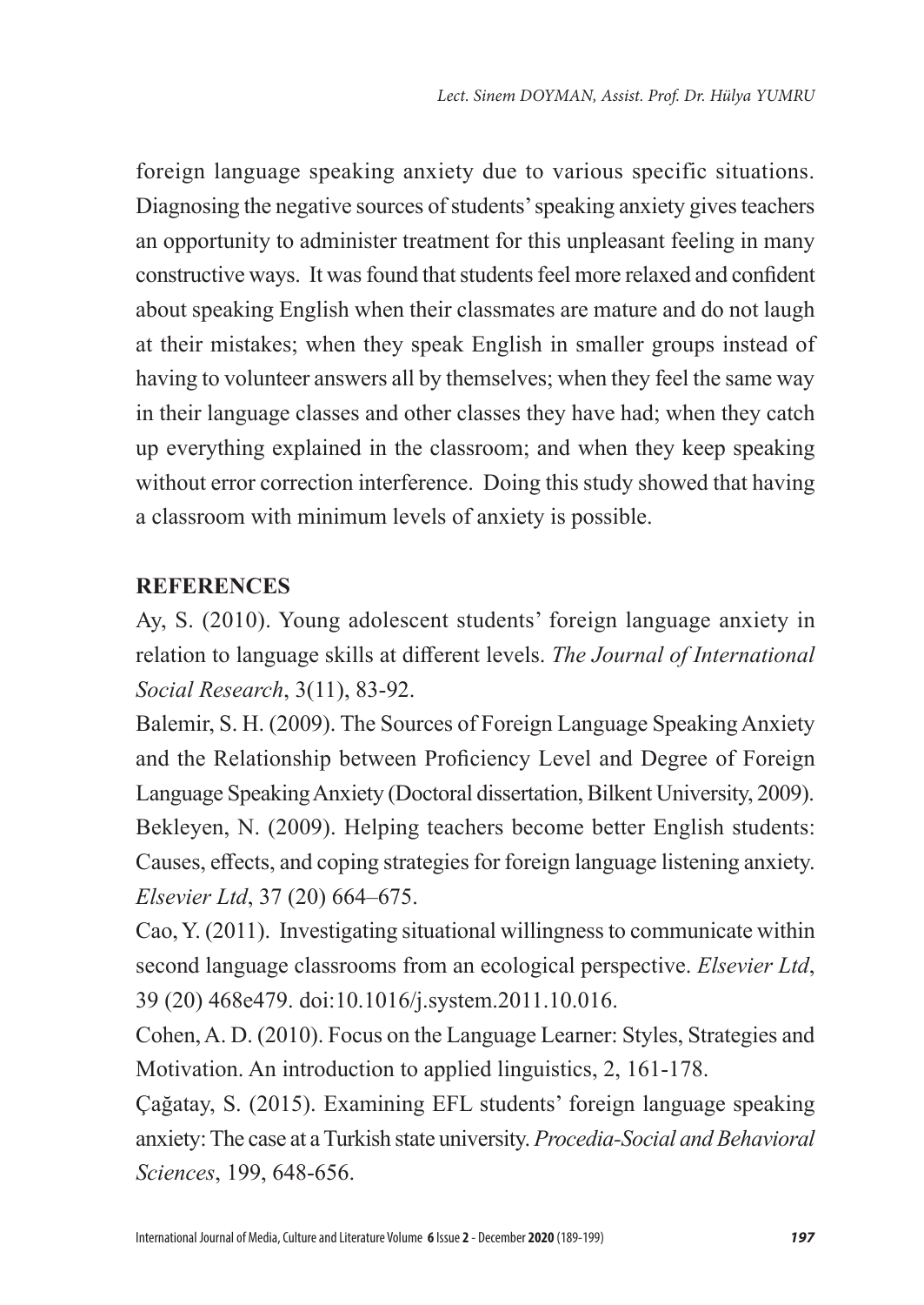foreign language speaking anxiety due to various specific situations. Diagnosing the negative sources of students' speaking anxiety gives teachers an opportunity to administer treatment for this unpleasant feeling in many constructive ways. It was found that students feel more relaxed and confident about speaking English when their classmates are mature and do not laugh at their mistakes; when they speak English in smaller groups instead of having to volunteer answers all by themselves; when they feel the same way in their language classes and other classes they have had; when they catch up everything explained in the classroom; and when they keep speaking without error correction interference. Doing this study showed that having a classroom with minimum levels of anxiety is possible.

## REFERENCES

Ay, S. (2010). Young adolescent students' foreign language anxiety in relation to language skills at different levels. *The Journal of International Social Research*, 3(11), 83-92.

Balemir, S. H. (2009). The Sources of Foreign Language Speaking Anxiety and the Relationship between Proficiency Level and Degree of Foreign Language Speaking Anxiety (Doctoral dissertation, Bilkent University, 2009).

Bekleyen, N. (2009). Helping teachers become better English students: Causes, effects, and coping strategies for foreign language listening anxiety. *Elsevier Ltd*, 37 (20) 664–675.

Cao, Y. (2011). Investigating situational willingness to communicate within second language classrooms from an ecological perspective. *Elsevier Ltd*, 39 (20) 468e479. doi:10.1016/j.system.2011.10.016.

Cohen, A. D. (2010). Focus on the Language Learner: Styles, Strategies and Motivation. An introduction to applied linguistics, 2, 161-178.

Çağatay, S. (2015). Examining EFL students' foreign language speaking anxiety: The case at a Turkish state university. *Procedia-Social and Behavioral Sciences*, 199, 648-656.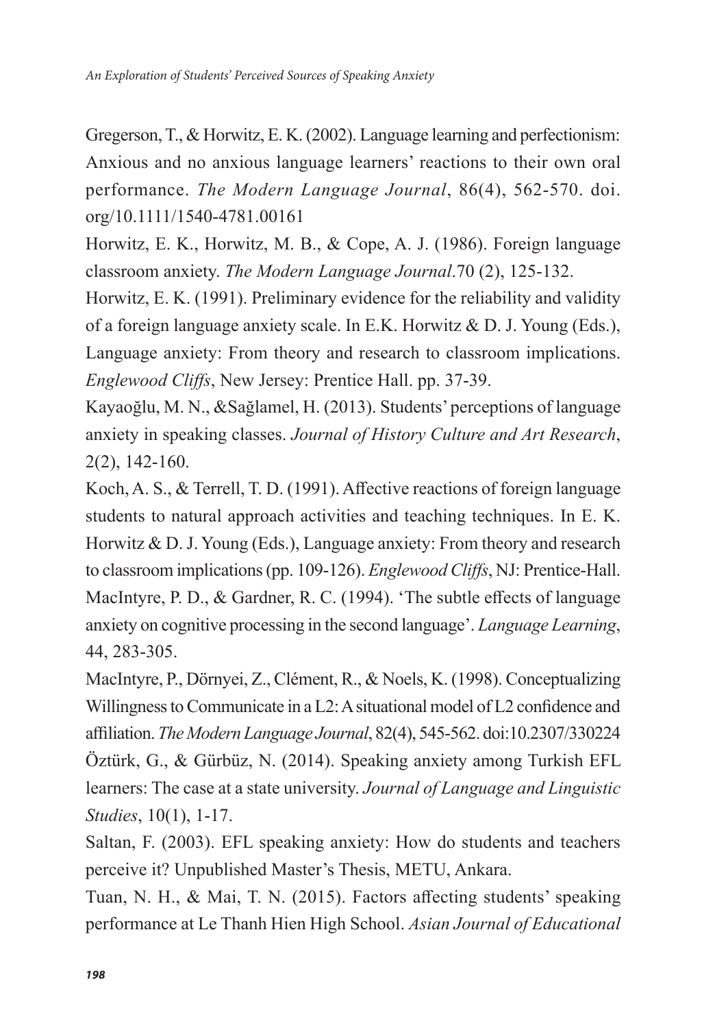Gregerson, T., & Horwitz, E. K. (2002). Language learning and perfectionism: Anxious and no anxious language learners' reactions to their own oral performance. *The Modern Language Journal*, 86(4), 562-570. doi.org/10.1111/1540-4781.00161

Horwitz, E. K., Horwitz, M. B., & Cope, A. J. (1986). Foreign language classroom anxiety. *The Modern Language Journal*.70 (2), 125-132.

Horwitz, E. K. (1991). Preliminary evidence for the reliability and validity of a foreign language anxiety scale. In E.K. Horwitz & D. J. Young (Eds.), Language anxiety: From theory and research to classroom implications. *Englewood Cliffs*, New Jersey: Prentice Hall. pp. 37-39.

Kayaoğlu, M. N., &Sağlamel, H. (2013). Students' perceptions of language anxiety in speaking classes. *Journal of History Culture and Art Research*, 2(2), 142-160.

Koch, A. S., & Terrell, T. D. (1991). Affective reactions of foreign language students to natural approach activities and teaching techniques. In E. K. Horwitz & D. J. Young (Eds.), Language anxiety: From theory and research to classroom implications (pp. 109-126). *Englewood Cliffs*, NJ: Prentice-Hall.

MacIntyre, P. D., & Gardner, R. C. (1994). 'The subtle effects of language anxiety on cognitive processing in the second language'. *Language Learning*, 44, 283-305.

MacIntyre, P., Dörnyei, Z., Clément, R., & Noels, K. (1998). Conceptualizing Willingness to Communicate in a L2: A situational model of L2 confidence and affiliation. *The Modern Language Journal*, 82(4), 545-562. doi:10.2307/330224

Öztürk, G., & Gürbüz, N. (2014). Speaking anxiety among Turkish EFL learners: The case at a state university. *Journal of Language and Linguistic Studies*, 10(1), 1-17.

Saltan, F. (2003). EFL speaking anxiety: How do students and teachers perceive it? Unpublished Master's Thesis, METU, Ankara.

Tuan, N. H., & Mai, T. N. (2015). Factors affecting students' speaking performance at Le Thanh Hien High School. *Asian Journal of Educational*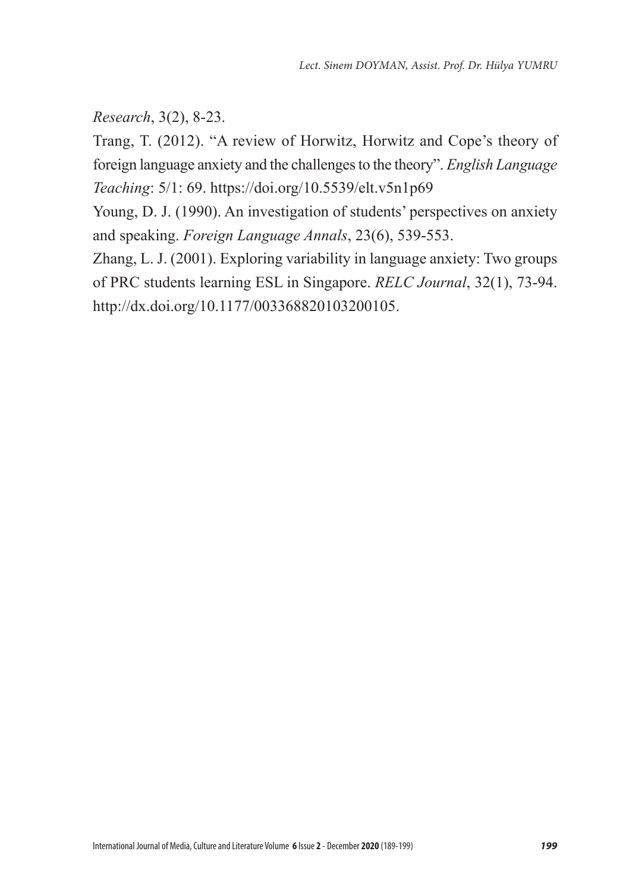*Research*, 3(2), 8-23.

Trang, T. (2012). "A review of Horwitz, Horwitz and Cope's theory of foreign language anxiety and the challenges to the theory". *English Language Teaching*: 5/1: 69. https://doi.org/10.5539/elt.v5n1p69

Young, D. J. (1990). An investigation of students' perspectives on anxiety and speaking. *Foreign Language Annals*, 23(6), 539-553.

Zhang, L. J. (2001). Exploring variability in language anxiety: Two groups of PRC students learning ESL in Singapore. *RELC Journal*, 32(1), 73-94. http://dx.doi.org/10.1177/003368820103200105.